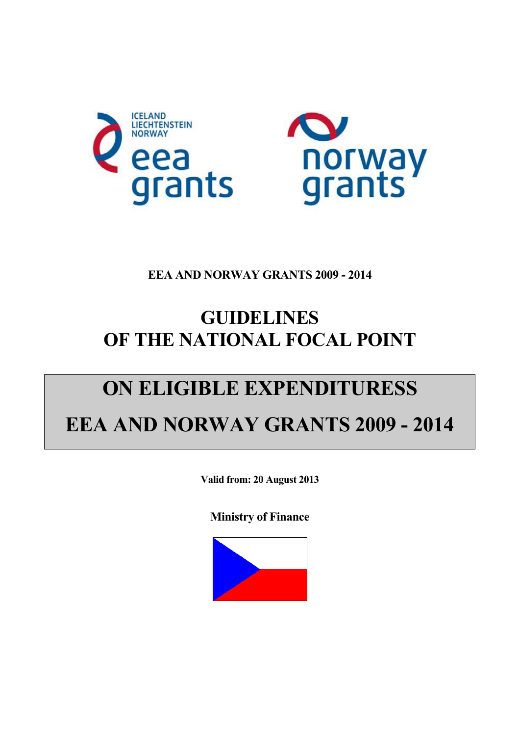EEA AND NORWAY GRANTS 2009 - 2014

# GUIDELINES OF THE NATIONAL FOCAL POINT

# ON ELIGIBLE EXPENDITURESS EEA AND NORWAY GRANTS 2009 - 2014

**Valid from: 20 August 2013**

**Ministry of Finance**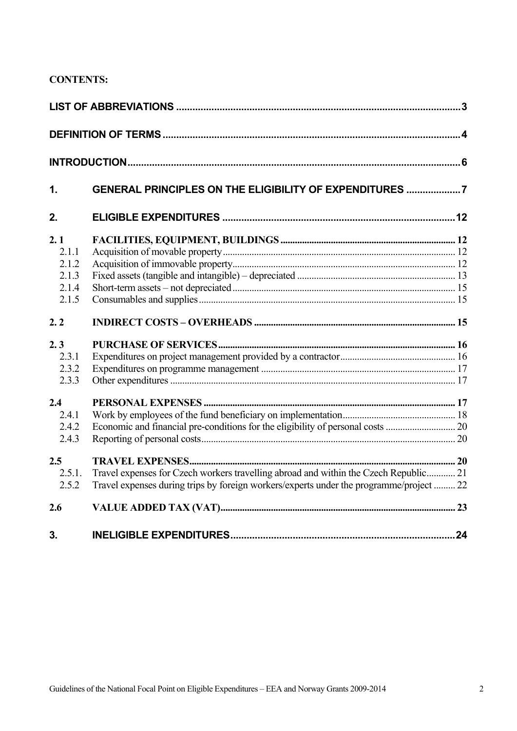**CONTENTS:**

| | | |
|---|---|---|
| **LIST OF ABBREVIATIONS** | | **3** |
| **DEFINITION OF TERMS** | | **4** |
| **INTRODUCTION** | | **6** |
| **1.** | **GENERAL PRINCIPLES ON THE ELIGIBILITY OF EXPENDITURES** | **7** |
| **2.** | **ELIGIBLE EXPENDITURES** | **12** |
| **2. 1** | **FACILITIES, EQUIPMENT, BUILDINGS** | **12** |
| 2.1.1 | Acquisition of movable property | 12 |
| 2.1.2 | Acquisition of immovable property | 12 |
| 2.1.3 | Fixed assets (tangible and intangible) – depreciated | 13 |
| 2.1.4 | Short-term assets – not depreciated | 15 |
| 2.1.5 | Consumables and supplies | 15 |
| **2. 2** | **INDIRECT COSTS – OVERHEADS** | **15** |
| **2. 3** | **PURCHASE OF SERVICES** | **16** |
| 2.3.1 | Expenditures on project management provided by a contractor | 16 |
| 2.3.2 | Expenditures on programme management | 17 |
| 2.3.3 | Other expenditures | 17 |
| **2.4** | **PERSONAL EXPENSES** | **17** |
| 2.4.1 | Work by employees of the fund beneficiary on implementation | 18 |
| 2.4.2 | Economic and financial pre-conditions for the eligibility of personal costs | 20 |
| 2.4.3 | Reporting of personal costs | 20 |
| **2.5** | **TRAVEL EXPENSES** | **20** |
| 2.5.1. | Travel expenses for Czech workers travelling abroad and within the Czech Republic | 21 |
| 2.5.2 | Travel expenses during trips by foreign workers/experts under the programme/project | 22 |
| **2.6** | **VALUE ADDED TAX (VAT)** | **23** |
| **3.** | **INELIGIBLE EXPENDITURES** | **24** |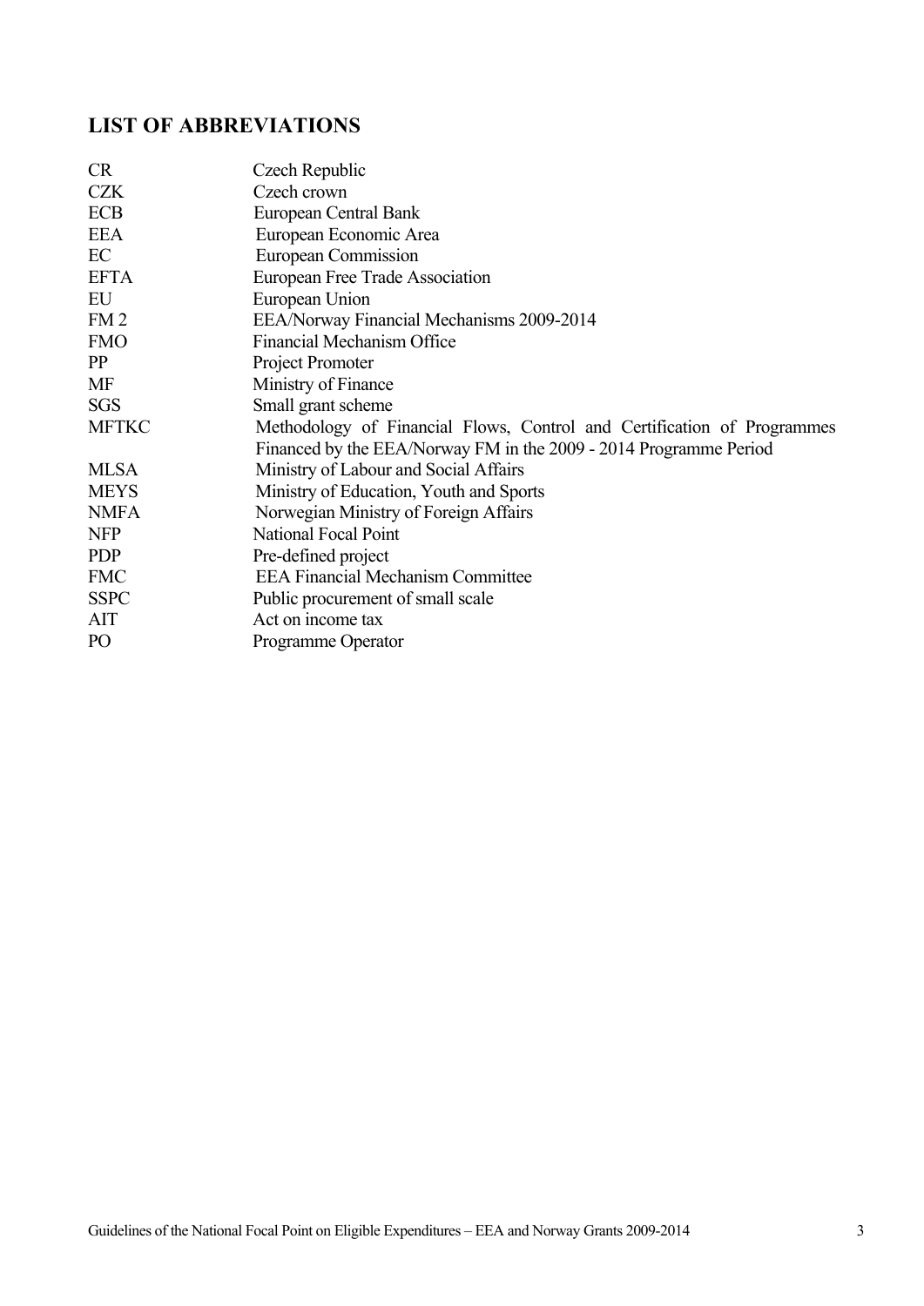## LIST OF ABBREVIATIONS

| | |
|---|---|
| CR | Czech Republic |
| CZK | Czech crown |
| ECB | European Central Bank |
| EEA | European Economic Area |
| EC | European Commission |
| EFTA | European Free Trade Association |
| EU | European Union |
| FM 2 | EEA/Norway Financial Mechanisms 2009-2014 |
| FMO | Financial Mechanism Office |
| PP | Project Promoter |
| MF | Ministry of Finance |
| SGS | Small grant scheme |
| MFTKC | Methodology of Financial Flows, Control and Certification of Programmes Financed by the EEA/Norway FM in the 2009 - 2014 Programme Period |
| MLSA | Ministry of Labour and Social Affairs |
| MEYS | Ministry of Education, Youth and Sports |
| NMFA | Norwegian Ministry of Foreign Affairs |
| NFP | National Focal Point |
| PDP | Pre-defined project |
| FMC | EEA Financial Mechanism Committee |
| SSPC | Public procurement of small scale |
| AIT | Act on income tax |
| PO | Programme Operator |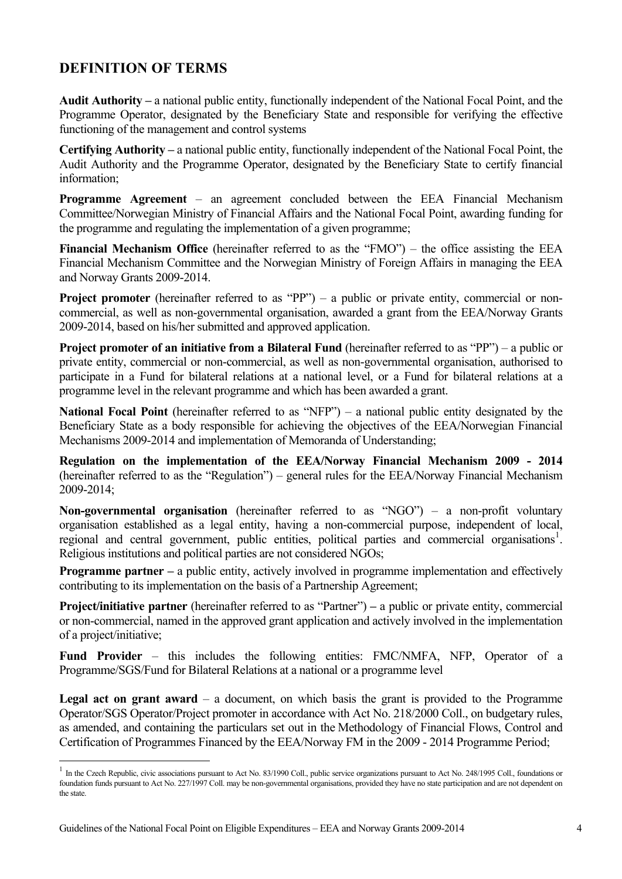## DEFINITION OF TERMS

**Audit Authority –** a national public entity, functionally independent of the National Focal Point, and the Programme Operator, designated by the Beneficiary State and responsible for verifying the effective functioning of the management and control systems

**Certifying Authority –** a national public entity, functionally independent of the National Focal Point, the Audit Authority and the Programme Operator, designated by the Beneficiary State to certify financial information;

**Programme Agreement** – an agreement concluded between the EEA Financial Mechanism Committee/Norwegian Ministry of Financial Affairs and the National Focal Point, awarding funding for the programme and regulating the implementation of a given programme;

**Financial Mechanism Office** (hereinafter referred to as the "FMO") – the office assisting the EEA Financial Mechanism Committee and the Norwegian Ministry of Foreign Affairs in managing the EEA and Norway Grants 2009-2014.

**Project promoter** (hereinafter referred to as "PP") – a public or private entity, commercial or non-commercial, as well as non-governmental organisation, awarded a grant from the EEA/Norway Grants 2009-2014, based on his/her submitted and approved application.

**Project promoter of an initiative from a Bilateral Fund** (hereinafter referred to as "PP") – a public or private entity, commercial or non-commercial, as well as non-governmental organisation, authorised to participate in a Fund for bilateral relations at a national level, or a Fund for bilateral relations at a programme level in the relevant programme and which has been awarded a grant.

**National Focal Point** (hereinafter referred to as "NFP") – a national public entity designated by the Beneficiary State as a body responsible for achieving the objectives of the EEA/Norwegian Financial Mechanisms 2009-2014 and implementation of Memoranda of Understanding;

**Regulation on the implementation of the EEA/Norway Financial Mechanism 2009 - 2014** (hereinafter referred to as the "Regulation") – general rules for the EEA/Norway Financial Mechanism 2009-2014;

**Non-governmental organisation** (hereinafter referred to as "NGO") – a non-profit voluntary organisation established as a legal entity, having a non-commercial purpose, independent of local, regional and central government, public entities, political parties and commercial organisations[1]. Religious institutions and political parties are not considered NGOs;

**Programme partner –** a public entity, actively involved in programme implementation and effectively contributing to its implementation on the basis of a Partnership Agreement;

**Project/initiative partner** (hereinafter referred to as "Partner") **–** a public or private entity, commercial or non-commercial, named in the approved grant application and actively involved in the implementation of a project/initiative;

**Fund Provider** – this includes the following entities: FMC/NMFA, NFP, Operator of a Programme/SGS/Fund for Bilateral Relations at a national or a programme level

**Legal act on grant award** – a document, on which basis the grant is provided to the Programme Operator/SGS Operator/Project promoter in accordance with Act No. 218/2000 Coll., on budgetary rules, as amended, and containing the particulars set out in the Methodology of Financial Flows, Control and Certification of Programmes Financed by the EEA/Norway FM in the 2009 - 2014 Programme Period;

---

[1] In the Czech Republic, civic associations pursuant to Act No. 83/1990 Coll., public service organizations pursuant to Act No. 248/1995 Coll., foundations or foundation funds pursuant to Act No. 227/1997 Coll. may be non-governmental organisations, provided they have no state participation and are not dependent on the state.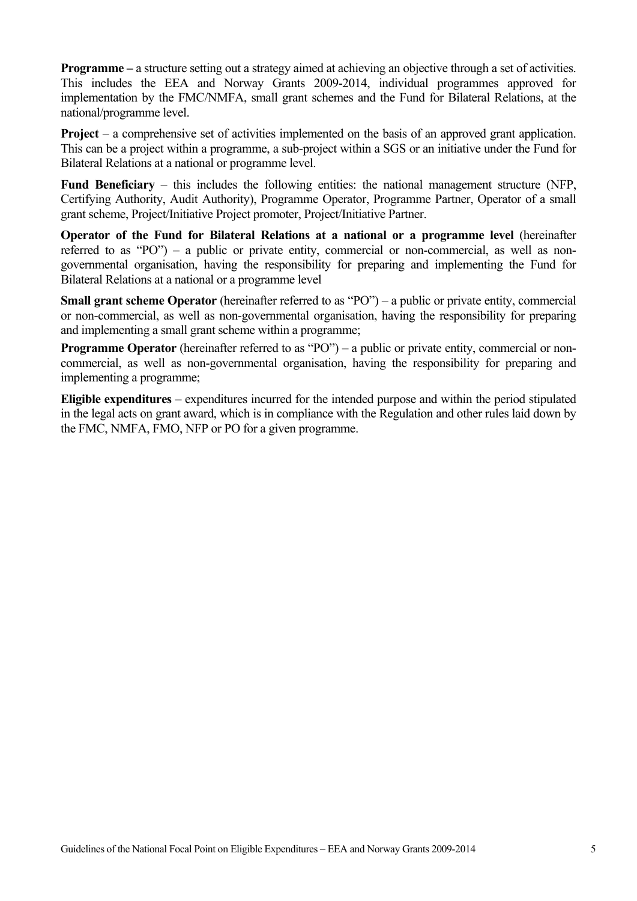**Programme –** a structure setting out a strategy aimed at achieving an objective through a set of activities. This includes the EEA and Norway Grants 2009-2014, individual programmes approved for implementation by the FMC/NMFA, small grant schemes and the Fund for Bilateral Relations, at the national/programme level.

**Project** – a comprehensive set of activities implemented on the basis of an approved grant application. This can be a project within a programme, a sub-project within a SGS or an initiative under the Fund for Bilateral Relations at a national or programme level.

**Fund Beneficiary** – this includes the following entities: the national management structure (NFP, Certifying Authority, Audit Authority), Programme Operator, Programme Partner, Operator of a small grant scheme, Project/Initiative Project promoter, Project/Initiative Partner.

**Operator of the Fund for Bilateral Relations at a national or a programme level** (hereinafter referred to as "PO") – a public or private entity, commercial or non-commercial, as well as non-governmental organisation, having the responsibility for preparing and implementing the Fund for Bilateral Relations at a national or a programme level

**Small grant scheme Operator** (hereinafter referred to as "PO") – a public or private entity, commercial or non-commercial, as well as non-governmental organisation, having the responsibility for preparing and implementing a small grant scheme within a programme;

**Programme Operator** (hereinafter referred to as "PO") – a public or private entity, commercial or non-commercial, as well as non-governmental organisation, having the responsibility for preparing and implementing a programme;

**Eligible expenditures** – expenditures incurred for the intended purpose and within the period stipulated in the legal acts on grant award, which is in compliance with the Regulation and other rules laid down by the FMC, NMFA, FMO, NFP or PO for a given programme.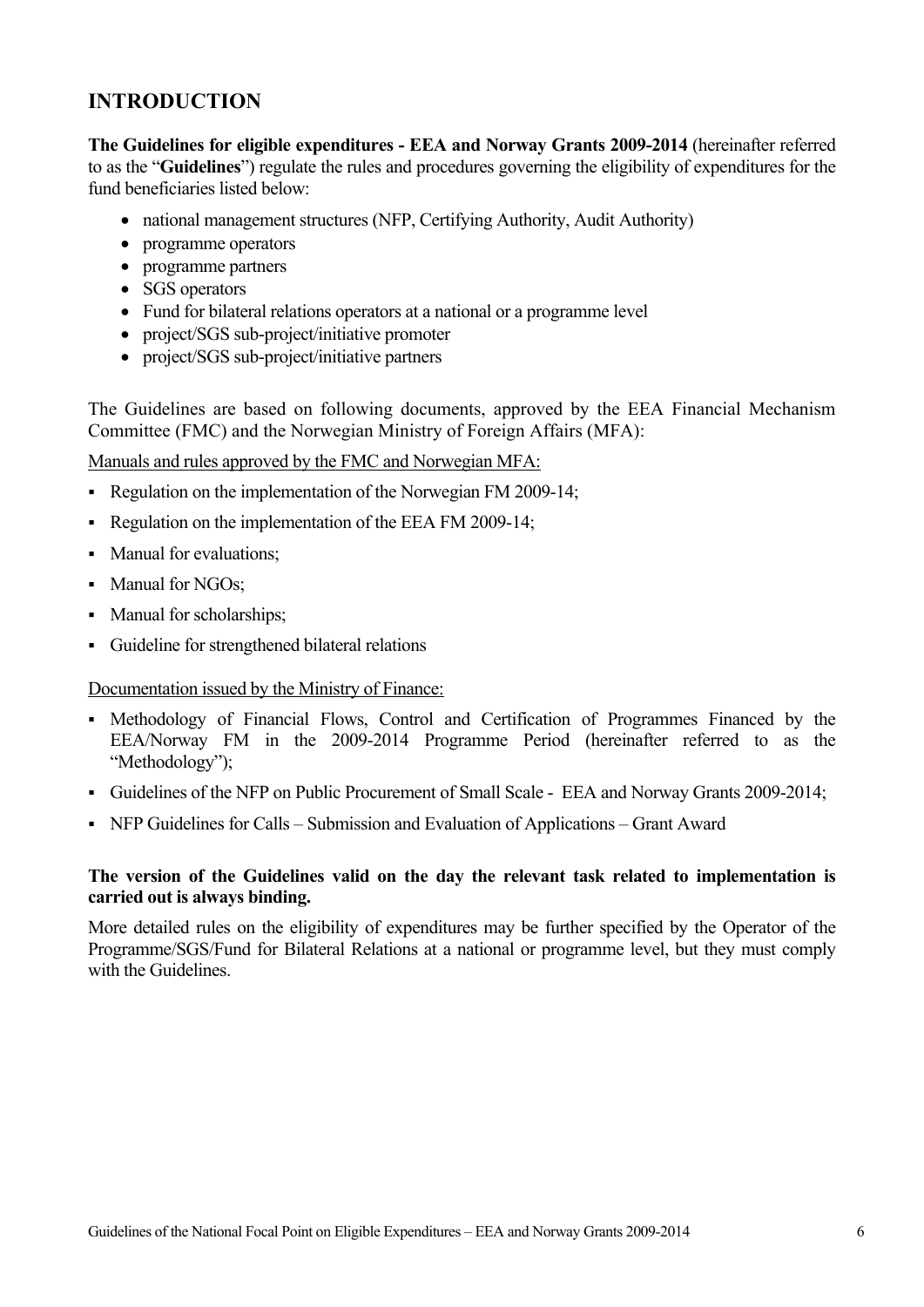# INTRODUCTION

**The Guidelines for eligible expenditures - EEA and Norway Grants 2009-2014** (hereinafter referred to as the "**Guidelines**") regulate the rules and procedures governing the eligibility of expenditures for the fund beneficiaries listed below:

- national management structures (NFP, Certifying Authority, Audit Authority)
- programme operators
- programme partners
- SGS operators
- Fund for bilateral relations operators at a national or a programme level
- project/SGS sub-project/initiative promoter
- project/SGS sub-project/initiative partners

The Guidelines are based on following documents, approved by the EEA Financial Mechanism Committee (FMC) and the Norwegian Ministry of Foreign Affairs (MFA):

Manuals and rules approved by the FMC and Norwegian MFA:

- Regulation on the implementation of the Norwegian FM 2009-14;
- Regulation on the implementation of the EEA FM 2009-14;
- Manual for evaluations;
- Manual for NGOs;
- Manual for scholarships;
- Guideline for strengthened bilateral relations

Documentation issued by the Ministry of Finance:

- Methodology of Financial Flows, Control and Certification of Programmes Financed by the EEA/Norway FM in the 2009-2014 Programme Period (hereinafter referred to as the "Methodology");
- Guidelines of the NFP on Public Procurement of Small Scale - EEA and Norway Grants 2009-2014;
- NFP Guidelines for Calls – Submission and Evaluation of Applications – Grant Award

**The version of the Guidelines valid on the day the relevant task related to implementation is carried out is always binding.**

More detailed rules on the eligibility of expenditures may be further specified by the Operator of the Programme/SGS/Fund for Bilateral Relations at a national or programme level, but they must comply with the Guidelines.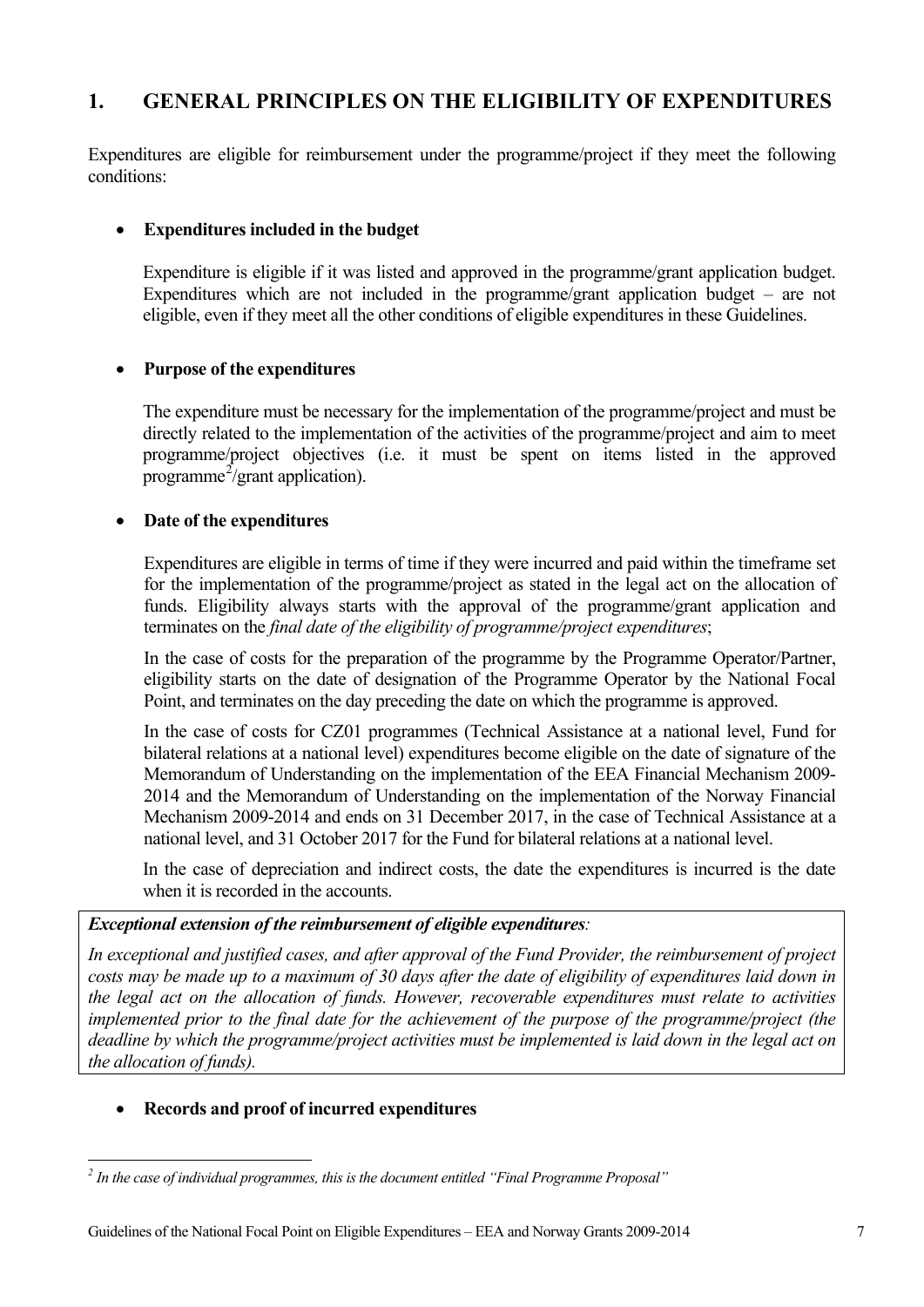# 1. GENERAL PRINCIPLES ON THE ELIGIBILITY OF EXPENDITURES

Expenditures are eligible for reimbursement under the programme/project if they meet the following conditions:

- **Expenditures included in the budget**

  Expenditure is eligible if it was listed and approved in the programme/grant application budget. Expenditures which are not included in the programme/grant application budget – are not eligible, even if they meet all the other conditions of eligible expenditures in these Guidelines.

- **Purpose of the expenditures**

  The expenditure must be necessary for the implementation of the programme/project and must be directly related to the implementation of the activities of the programme/project and aim to meet programme/project objectives (i.e. it must be spent on items listed in the approved programme[2]/grant application).

- **Date of the expenditures**

  Expenditures are eligible in terms of time if they were incurred and paid within the timeframe set for the implementation of the programme/project as stated in the legal act on the allocation of funds. Eligibility always starts with the approval of the programme/grant application and terminates on the *final date of the eligibility of programme/project expenditures*;

  In the case of costs for the preparation of the programme by the Programme Operator/Partner, eligibility starts on the date of designation of the Programme Operator by the National Focal Point, and terminates on the day preceding the date on which the programme is approved.

  In the case of costs for CZ01 programmes (Technical Assistance at a national level, Fund for bilateral relations at a national level) expenditures become eligible on the date of signature of the Memorandum of Understanding on the implementation of the EEA Financial Mechanism 2009-2014 and the Memorandum of Understanding on the implementation of the Norway Financial Mechanism 2009-2014 and ends on 31 December 2017, in the case of Technical Assistance at a national level, and 31 October 2017 for the Fund for bilateral relations at a national level.

  In the case of depreciation and indirect costs, the date the expenditures is incurred is the date when it is recorded in the accounts.

***Exceptional extension of the reimbursement of eligible expenditures**:*

*In exceptional and justified cases, and after approval of the Fund Provider, the reimbursement of project costs may be made up to a maximum of 30 days after the date of eligibility of expenditures laid down in the legal act on the allocation of funds. However, recoverable expenditures must relate to activities implemented prior to the final date for the achievement of the purpose of the programme/project (the deadline by which the programme/project activities must be implemented is laid down in the legal act on the allocation of funds).*

- **Records and proof of incurred expenditures**

---

[2] *In the case of individual programmes, this is the document entitled "Final Programme Proposal"*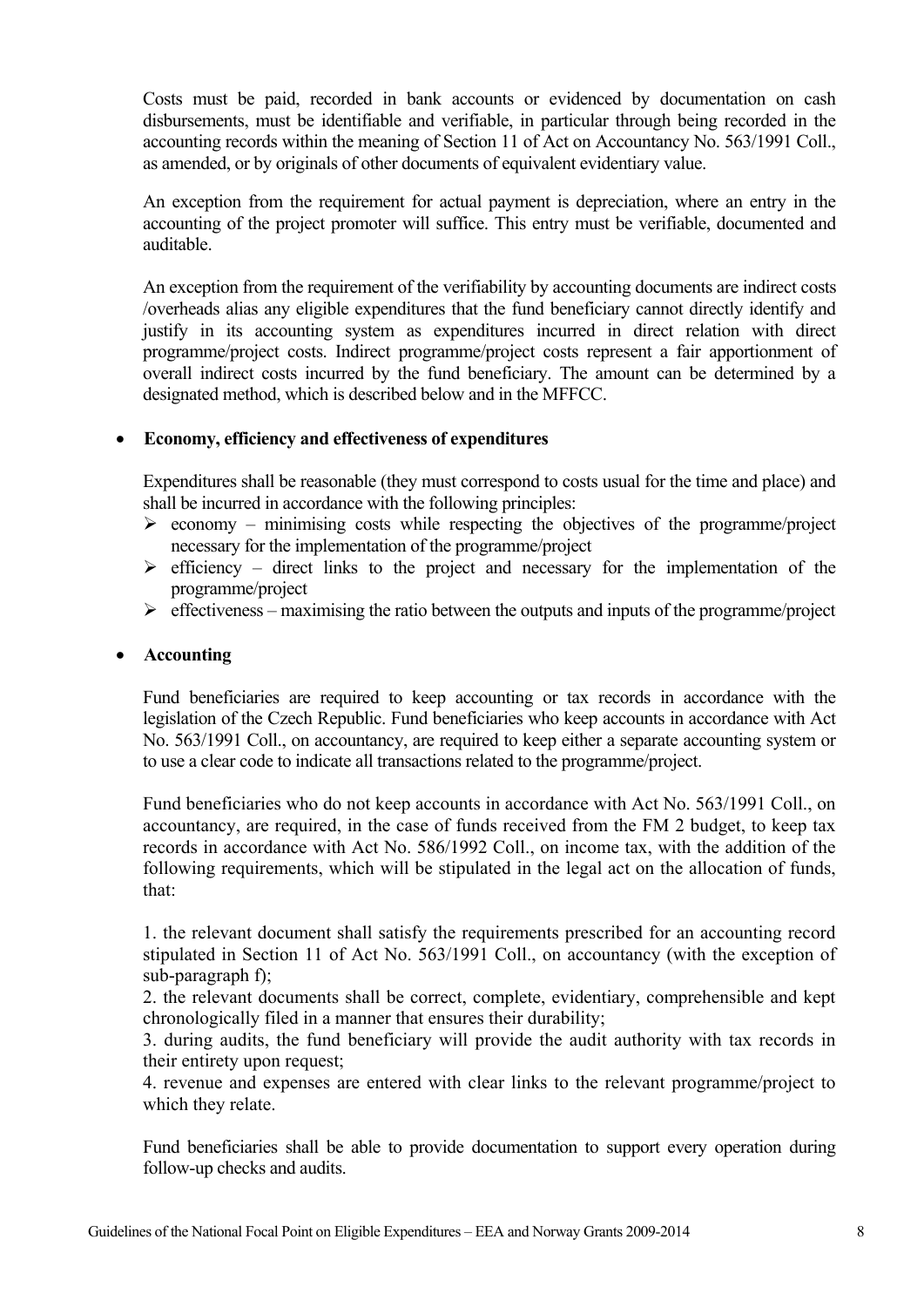Costs must be paid, recorded in bank accounts or evidenced by documentation on cash disbursements, must be identifiable and verifiable, in particular through being recorded in the accounting records within the meaning of Section 11 of Act on Accountancy No. 563/1991 Coll., as amended, or by originals of other documents of equivalent evidentiary value.

An exception from the requirement for actual payment is depreciation, where an entry in the accounting of the project promoter will suffice. This entry must be verifiable, documented and auditable.

An exception from the requirement of the verifiability by accounting documents are indirect costs /overheads alias any eligible expenditures that the fund beneficiary cannot directly identify and justify in its accounting system as expenditures incurred in direct relation with direct programme/project costs. Indirect programme/project costs represent a fair apportionment of overall indirect costs incurred by the fund beneficiary. The amount can be determined by a designated method, which is described below and in the MFFCC.

- **Economy, efficiency and effectiveness of expenditures**

  Expenditures shall be reasonable (they must correspond to costs usual for the time and place) and shall be incurred in accordance with the following principles:

  - economy – minimising costs while respecting the objectives of the programme/project necessary for the implementation of the programme/project
  - efficiency – direct links to the project and necessary for the implementation of the programme/project
  - effectiveness – maximising the ratio between the outputs and inputs of the programme/project

- **Accounting**

  Fund beneficiaries are required to keep accounting or tax records in accordance with the legislation of the Czech Republic. Fund beneficiaries who keep accounts in accordance with Act No. 563/1991 Coll., on accountancy, are required to keep either a separate accounting system or to use a clear code to indicate all transactions related to the programme/project.

  Fund beneficiaries who do not keep accounts in accordance with Act No. 563/1991 Coll., on accountancy, are required, in the case of funds received from the FM 2 budget, to keep tax records in accordance with Act No. 586/1992 Coll., on income tax, with the addition of the following requirements, which will be stipulated in the legal act on the allocation of funds, that:

  1. the relevant document shall satisfy the requirements prescribed for an accounting record stipulated in Section 11 of Act No. 563/1991 Coll., on accountancy (with the exception of sub-paragraph f);
  2. the relevant documents shall be correct, complete, evidentiary, comprehensible and kept chronologically filed in a manner that ensures their durability;
  3. during audits, the fund beneficiary will provide the audit authority with tax records in their entirety upon request;
  4. revenue and expenses are entered with clear links to the relevant programme/project to which they relate.

  Fund beneficiaries shall be able to provide documentation to support every operation during follow-up checks and audits.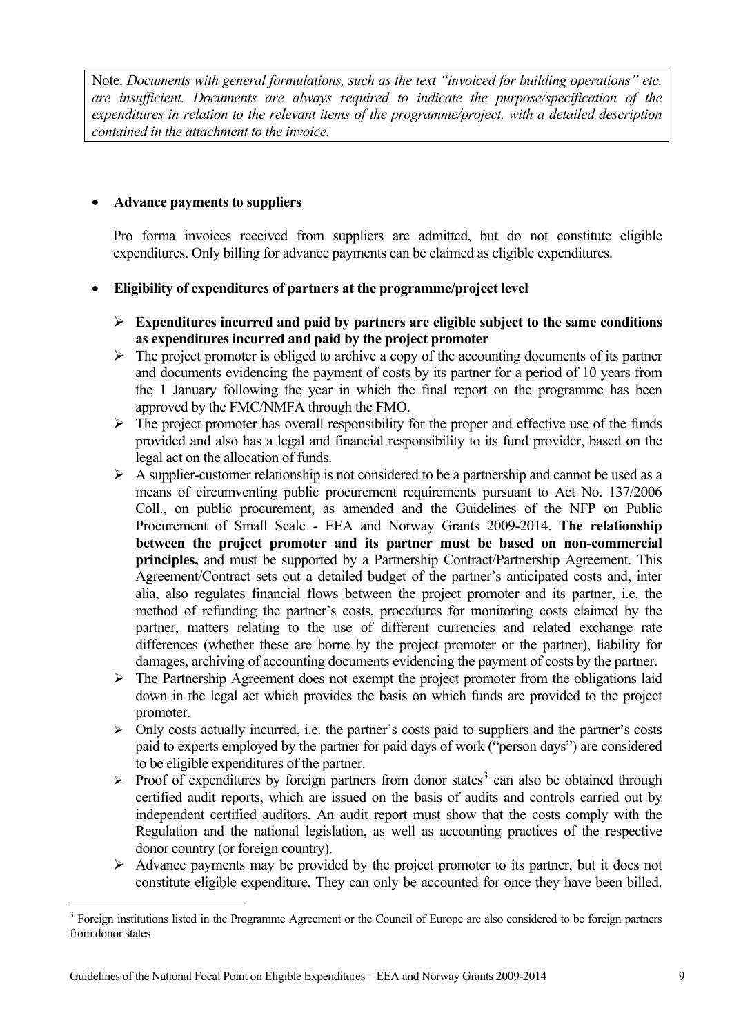Note. *Documents with general formulations, such as the text "invoiced for building operations" etc. are insufficient. Documents are always required to indicate the purpose/specification of the expenditures in relation to the relevant items of the programme/project, with a detailed description contained in the attachment to the invoice.*

- **Advance payments to suppliers**

  Pro forma invoices received from suppliers are admitted, but do not constitute eligible expenditures. Only billing for advance payments can be claimed as eligible expenditures.

- **Eligibility of expenditures of partners at the programme/project level**

  - **Expenditures incurred and paid by partners are eligible subject to the same conditions as expenditures incurred and paid by the project promoter**
  - The project promoter is obliged to archive a copy of the accounting documents of its partner and documents evidencing the payment of costs by its partner for a period of 10 years from the 1 January following the year in which the final report on the programme has been approved by the FMC/NMFA through the FMO.
  - The project promoter has overall responsibility for the proper and effective use of the funds provided and also has a legal and financial responsibility to its fund provider, based on the legal act on the allocation of funds.
  - A supplier-customer relationship is not considered to be a partnership and cannot be used as a means of circumventing public procurement requirements pursuant to Act No. 137/2006 Coll., on public procurement, as amended and the Guidelines of the NFP on Public Procurement of Small Scale - EEA and Norway Grants 2009-2014. **The relationship between the project promoter and its partner must be based on non-commercial principles,** and must be supported by a Partnership Contract/Partnership Agreement. This Agreement/Contract sets out a detailed budget of the partner's anticipated costs and, inter alia, also regulates financial flows between the project promoter and its partner, i.e. the method of refunding the partner's costs, procedures for monitoring costs claimed by the partner, matters relating to the use of different currencies and related exchange rate differences (whether these are borne by the project promoter or the partner), liability for damages, archiving of accounting documents evidencing the payment of costs by the partner.
  - The Partnership Agreement does not exempt the project promoter from the obligations laid down in the legal act which provides the basis on which funds are provided to the project promoter.
  - Only costs actually incurred, i.e. the partner's costs paid to suppliers and the partner's costs paid to experts employed by the partner for paid days of work ("person days") are considered to be eligible expenditures of the partner.
  - Proof of expenditures by foreign partners from donor states[3] can also be obtained through certified audit reports, which are issued on the basis of audits and controls carried out by independent certified auditors. An audit report must show that the costs comply with the Regulation and the national legislation, as well as accounting practices of the respective donor country (or foreign country).
  - Advance payments may be provided by the project promoter to its partner, but it does not constitute eligible expenditure. They can only be accounted for once they have been billed.

[3] Foreign institutions listed in the Programme Agreement or the Council of Europe are also considered to be foreign partners from donor states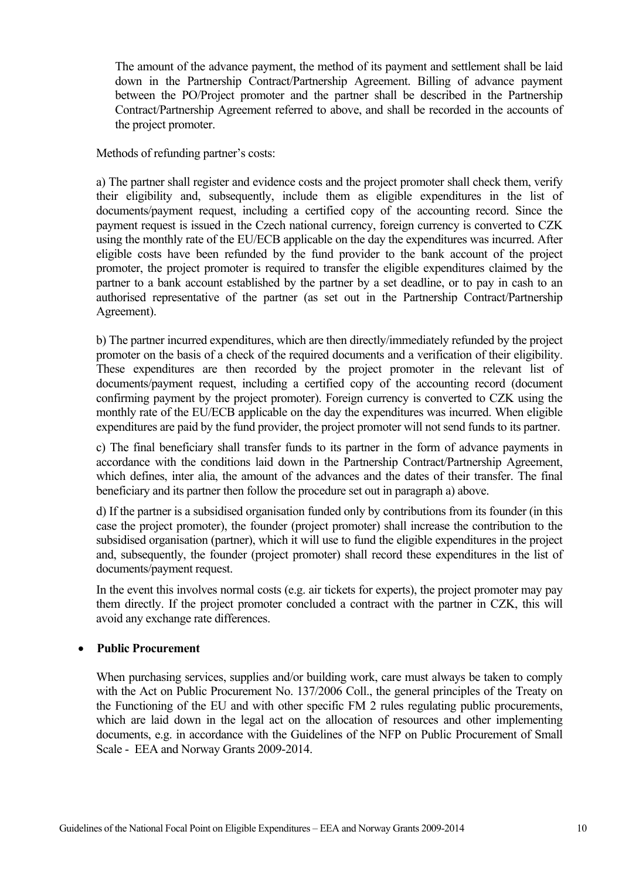The amount of the advance payment, the method of its payment and settlement shall be laid down in the Partnership Contract/Partnership Agreement. Billing of advance payment between the PO/Project promoter and the partner shall be described in the Partnership Contract/Partnership Agreement referred to above, and shall be recorded in the accounts of the project promoter.

Methods of refunding partner's costs:

a) The partner shall register and evidence costs and the project promoter shall check them, verify their eligibility and, subsequently, include them as eligible expenditures in the list of documents/payment request, including a certified copy of the accounting record. Since the payment request is issued in the Czech national currency, foreign currency is converted to CZK using the monthly rate of the EU/ECB applicable on the day the expenditures was incurred. After eligible costs have been refunded by the fund provider to the bank account of the project promoter, the project promoter is required to transfer the eligible expenditures claimed by the partner to a bank account established by the partner by a set deadline, or to pay in cash to an authorised representative of the partner (as set out in the Partnership Contract/Partnership Agreement).

b) The partner incurred expenditures, which are then directly/immediately refunded by the project promoter on the basis of a check of the required documents and a verification of their eligibility. These expenditures are then recorded by the project promoter in the relevant list of documents/payment request, including a certified copy of the accounting record (document confirming payment by the project promoter). Foreign currency is converted to CZK using the monthly rate of the EU/ECB applicable on the day the expenditures was incurred. When eligible expenditures are paid by the fund provider, the project promoter will not send funds to its partner.

c) The final beneficiary shall transfer funds to its partner in the form of advance payments in accordance with the conditions laid down in the Partnership Contract/Partnership Agreement, which defines, inter alia, the amount of the advances and the dates of their transfer. The final beneficiary and its partner then follow the procedure set out in paragraph a) above.

d) If the partner is a subsidised organisation funded only by contributions from its founder (in this case the project promoter), the founder (project promoter) shall increase the contribution to the subsidised organisation (partner), which it will use to fund the eligible expenditures in the project and, subsequently, the founder (project promoter) shall record these expenditures in the list of documents/payment request.

In the event this involves normal costs (e.g. air tickets for experts), the project promoter may pay them directly. If the project promoter concluded a contract with the partner in CZK, this will avoid any exchange rate differences.

- **Public Procurement**

When purchasing services, supplies and/or building work, care must always be taken to comply with the Act on Public Procurement No. 137/2006 Coll., the general principles of the Treaty on the Functioning of the EU and with other specific FM 2 rules regulating public procurements, which are laid down in the legal act on the allocation of resources and other implementing documents, e.g. in accordance with the Guidelines of the NFP on Public Procurement of Small Scale - EEA and Norway Grants 2009-2014.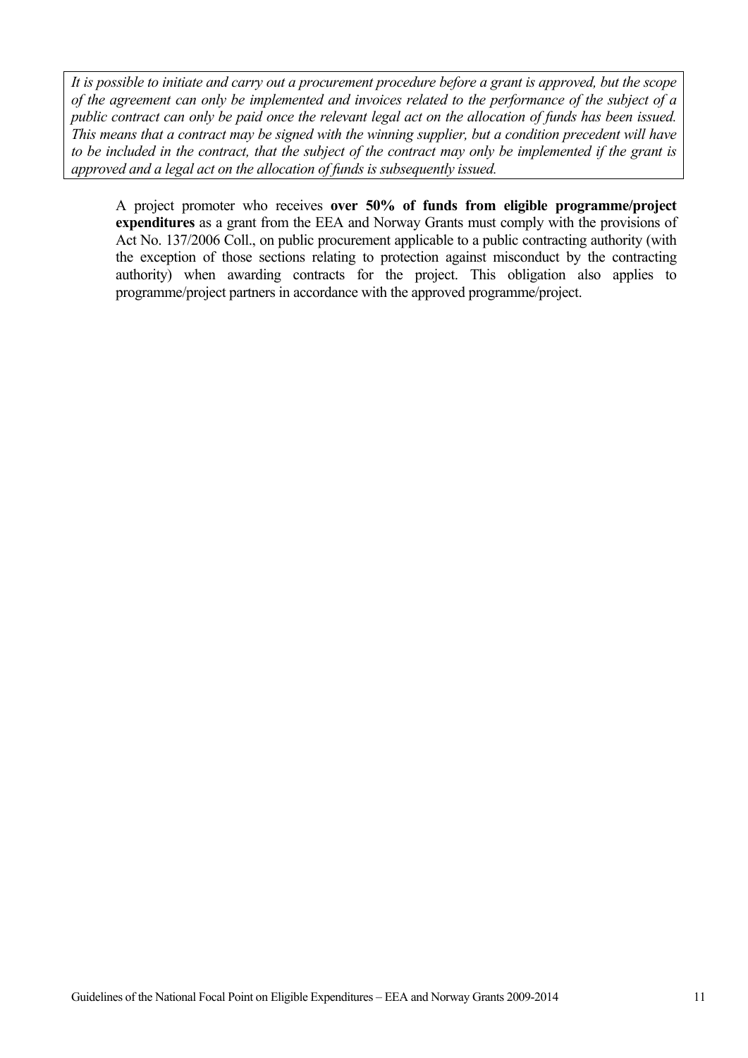*It is possible to initiate and carry out a procurement procedure before a grant is approved, but the scope of the agreement can only be implemented and invoices related to the performance of the subject of a public contract can only be paid once the relevant legal act on the allocation of funds has been issued. This means that a contract may be signed with the winning supplier, but a condition precedent will have to be included in the contract, that the subject of the contract may only be implemented if the grant is approved and a legal act on the allocation of funds is subsequently issued.*

A project promoter who receives **over 50% of funds from eligible programme/project expenditures** as a grant from the EEA and Norway Grants must comply with the provisions of Act No. 137/2006 Coll., on public procurement applicable to a public contracting authority (with the exception of those sections relating to protection against misconduct by the contracting authority) when awarding contracts for the project. This obligation also applies to programme/project partners in accordance with the approved programme/project.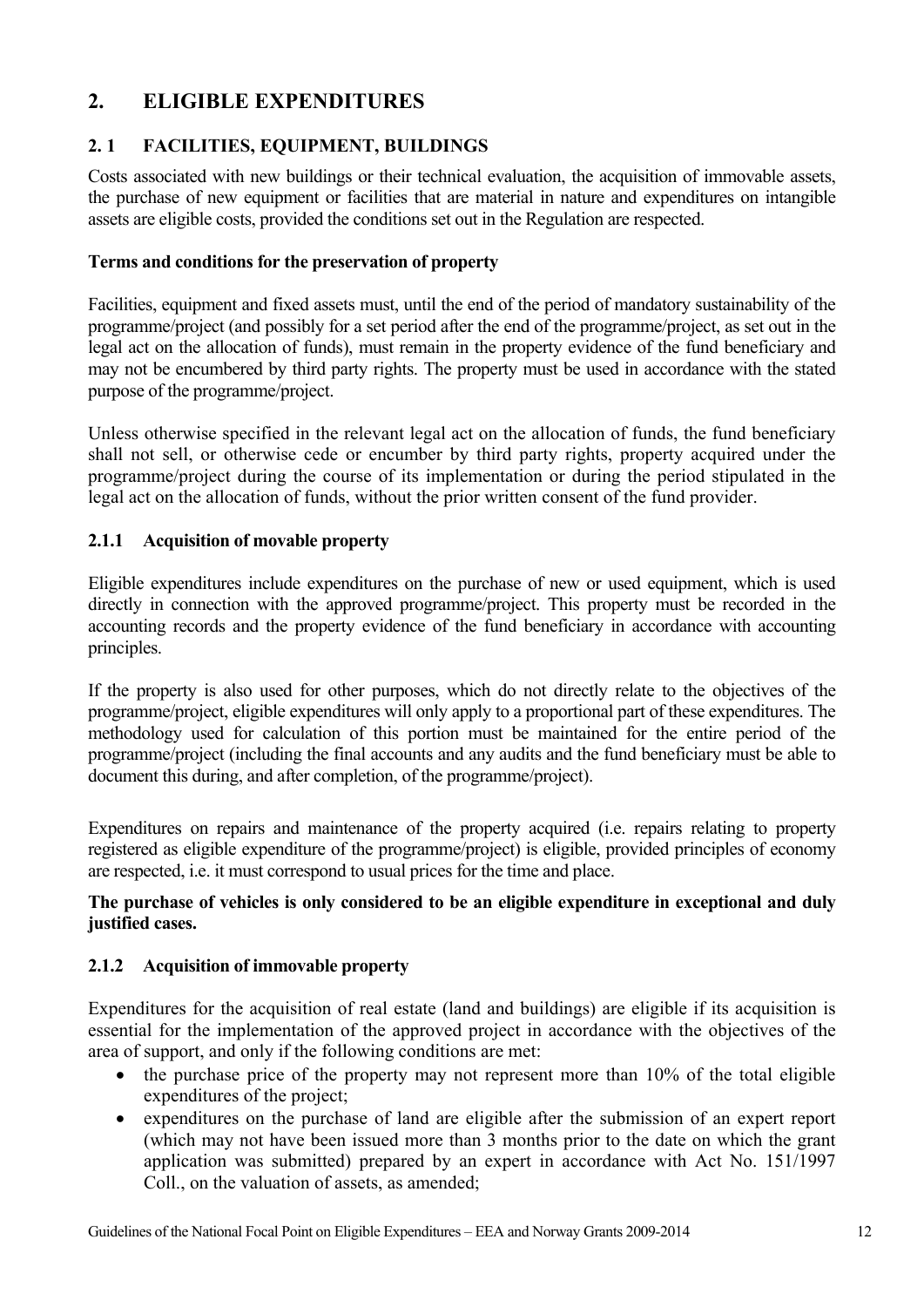# 2. ELIGIBLE EXPENDITURES

## 2. 1 FACILITIES, EQUIPMENT, BUILDINGS

Costs associated with new buildings or their technical evaluation, the acquisition of immovable assets, the purchase of new equipment or facilities that are material in nature and expenditures on intangible assets are eligible costs, provided the conditions set out in the Regulation are respected.

**Terms and conditions for the preservation of property**

Facilities, equipment and fixed assets must, until the end of the period of mandatory sustainability of the programme/project (and possibly for a set period after the end of the programme/project, as set out in the legal act on the allocation of funds), must remain in the property evidence of the fund beneficiary and may not be encumbered by third party rights. The property must be used in accordance with the stated purpose of the programme/project.

Unless otherwise specified in the relevant legal act on the allocation of funds, the fund beneficiary shall not sell, or otherwise cede or encumber by third party rights, property acquired under the programme/project during the course of its implementation or during the period stipulated in the legal act on the allocation of funds, without the prior written consent of the fund provider.

### 2.1.1 Acquisition of movable property

Eligible expenditures include expenditures on the purchase of new or used equipment, which is used directly in connection with the approved programme/project. This property must be recorded in the accounting records and the property evidence of the fund beneficiary in accordance with accounting principles.

If the property is also used for other purposes, which do not directly relate to the objectives of the programme/project, eligible expenditures will only apply to a proportional part of these expenditures. The methodology used for calculation of this portion must be maintained for the entire period of the programme/project (including the final accounts and any audits and the fund beneficiary must be able to document this during, and after completion, of the programme/project).

Expenditures on repairs and maintenance of the property acquired (i.e. repairs relating to property registered as eligible expenditure of the programme/project) is eligible, provided principles of economy are respected, i.e. it must correspond to usual prices for the time and place.

**The purchase of vehicles is only considered to be an eligible expenditure in exceptional and duly justified cases.**

### 2.1.2 Acquisition of immovable property

Expenditures for the acquisition of real estate (land and buildings) are eligible if its acquisition is essential for the implementation of the approved project in accordance with the objectives of the area of support, and only if the following conditions are met:

- the purchase price of the property may not represent more than 10% of the total eligible expenditures of the project;
- expenditures on the purchase of land are eligible after the submission of an expert report (which may not have been issued more than 3 months prior to the date on which the grant application was submitted) prepared by an expert in accordance with Act No. 151/1997 Coll., on the valuation of assets, as amended;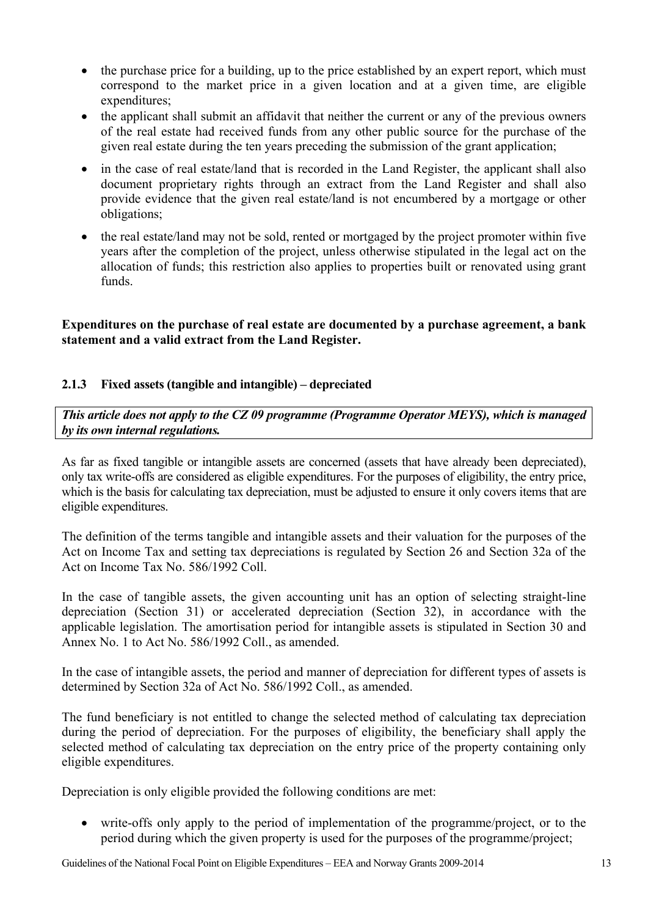- the purchase price for a building, up to the price established by an expert report, which must correspond to the market price in a given location and at a given time, are eligible expenditures;
- the applicant shall submit an affidavit that neither the current or any of the previous owners of the real estate had received funds from any other public source for the purchase of the given real estate during the ten years preceding the submission of the grant application;
- in the case of real estate/land that is recorded in the Land Register, the applicant shall also document proprietary rights through an extract from the Land Register and shall also provide evidence that the given real estate/land is not encumbered by a mortgage or other obligations;
- the real estate/land may not be sold, rented or mortgaged by the project promoter within five years after the completion of the project, unless otherwise stipulated in the legal act on the allocation of funds; this restriction also applies to properties built or renovated using grant funds.

**Expenditures on the purchase of real estate are documented by a purchase agreement, a bank statement and a valid extract from the Land Register.**

### 2.1.3 Fixed assets (tangible and intangible) – depreciated

***This article does not apply to the CZ 09 programme (Programme Operator MEYS), which is managed by its own internal regulations.***

As far as fixed tangible or intangible assets are concerned (assets that have already been depreciated), only tax write-offs are considered as eligible expenditures. For the purposes of eligibility, the entry price, which is the basis for calculating tax depreciation, must be adjusted to ensure it only covers items that are eligible expenditures.

The definition of the terms tangible and intangible assets and their valuation for the purposes of the Act on Income Tax and setting tax depreciations is regulated by Section 26 and Section 32a of the Act on Income Tax No. 586/1992 Coll.

In the case of tangible assets, the given accounting unit has an option of selecting straight-line depreciation (Section 31) or accelerated depreciation (Section 32), in accordance with the applicable legislation. The amortisation period for intangible assets is stipulated in Section 30 and Annex No. 1 to Act No. 586/1992 Coll., as amended.

In the case of intangible assets, the period and manner of depreciation for different types of assets is determined by Section 32a of Act No. 586/1992 Coll., as amended.

The fund beneficiary is not entitled to change the selected method of calculating tax depreciation during the period of depreciation. For the purposes of eligibility, the beneficiary shall apply the selected method of calculating tax depreciation on the entry price of the property containing only eligible expenditures.

Depreciation is only eligible provided the following conditions are met:

- write-offs only apply to the period of implementation of the programme/project, or to the period during which the given property is used for the purposes of the programme/project;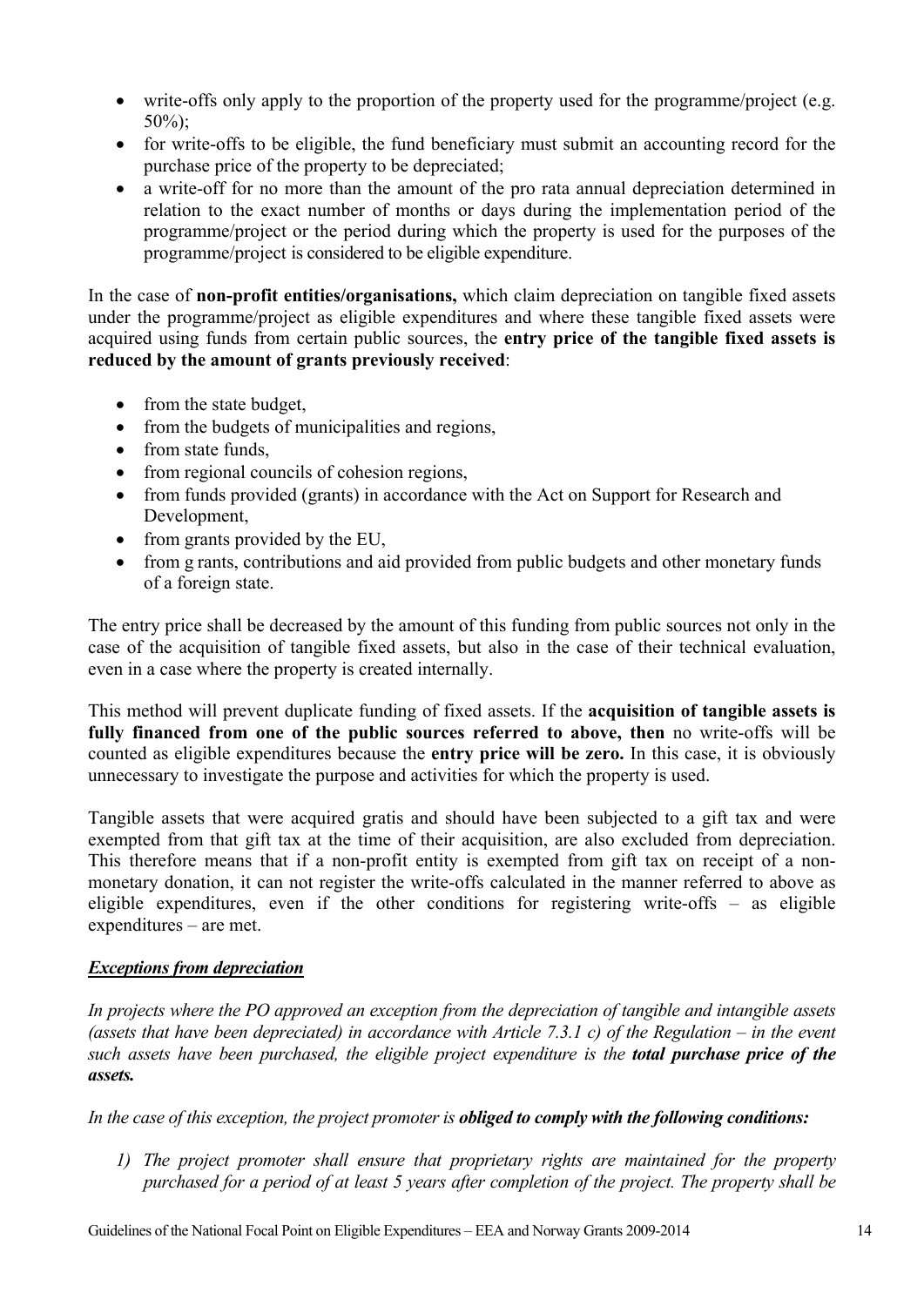- write-offs only apply to the proportion of the property used for the programme/project (e.g. 50%);
- for write-offs to be eligible, the fund beneficiary must submit an accounting record for the purchase price of the property to be depreciated;
- a write-off for no more than the amount of the pro rata annual depreciation determined in relation to the exact number of months or days during the implementation period of the programme/project or the period during which the property is used for the purposes of the programme/project is considered to be eligible expenditure.

In the case of **non-profit entities/organisations,** which claim depreciation on tangible fixed assets under the programme/project as eligible expenditures and where these tangible fixed assets were acquired using funds from certain public sources, the **entry price of the tangible fixed assets is reduced by the amount of grants previously received**:

- from the state budget,
- from the budgets of municipalities and regions,
- from state funds,
- from regional councils of cohesion regions,
- from funds provided (grants) in accordance with the Act on Support for Research and Development,
- from grants provided by the EU,
- from g rants, contributions and aid provided from public budgets and other monetary funds of a foreign state.

The entry price shall be decreased by the amount of this funding from public sources not only in the case of the acquisition of tangible fixed assets, but also in the case of their technical evaluation, even in a case where the property is created internally.

This method will prevent duplicate funding of fixed assets. If the **acquisition of tangible assets is fully financed from one of the public sources referred to above, then** no write-offs will be counted as eligible expenditures because the **entry price will be zero.** In this case, it is obviously unnecessary to investigate the purpose and activities for which the property is used.

Tangible assets that were acquired gratis and should have been subjected to a gift tax and were exempted from that gift tax at the time of their acquisition, are also excluded from depreciation. This therefore means that if a non-profit entity is exempted from gift tax on receipt of a non-monetary donation, it can not register the write-offs calculated in the manner referred to above as eligible expenditures, even if the other conditions for registering write-offs – as eligible expenditures – are met.

***Exceptions from depreciation***

*In projects where the PO approved an exception from the depreciation of tangible and intangible assets (assets that have been depreciated) in accordance with Article 7.3.1 c) of the Regulation – in the event such assets have been purchased, the eligible project expenditure is the **total purchase price of the assets.***

*In the case of this exception, the project promoter is **obliged to comply with the following conditions:***

1) *The project promoter shall ensure that proprietary rights are maintained for the property purchased for a period of at least 5 years after completion of the project. The property shall be*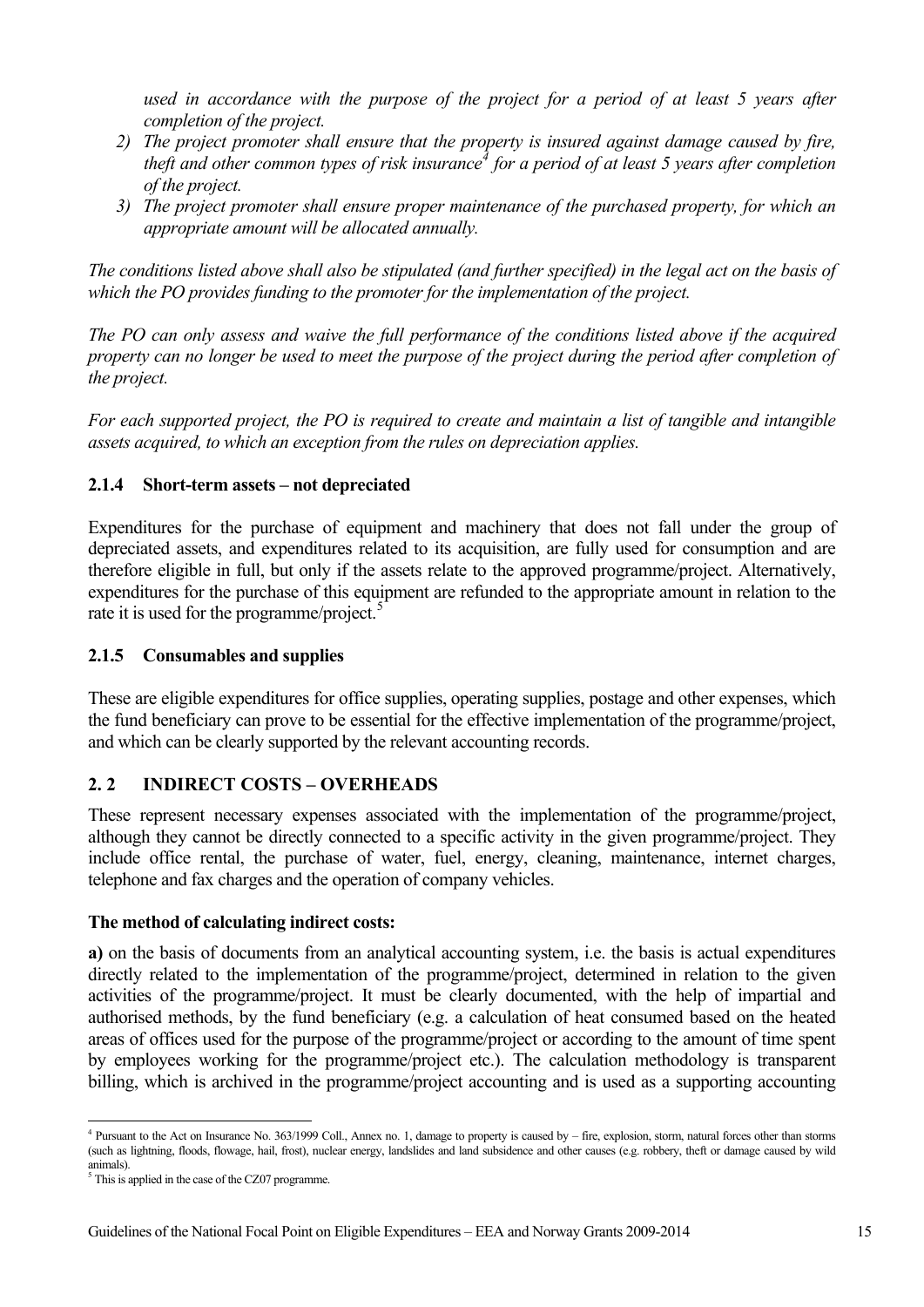*used in accordance with the purpose of the project for a period of at least 5 years after completion of the project.*

2) *The project promoter shall ensure that the property is insured against damage caused by fire, theft and other common types of risk insurance*[4] *for a period of at least 5 years after completion of the project.*
3) *The project promoter shall ensure proper maintenance of the purchased property, for which an appropriate amount will be allocated annually.*

*The conditions listed above shall also be stipulated (and further specified) in the legal act on the basis of which the PO provides funding to the promoter for the implementation of the project.*

*The PO can only assess and waive the full performance of the conditions listed above if the acquired property can no longer be used to meet the purpose of the project during the period after completion of the project.*

*For each supported project, the PO is required to create and maintain a list of tangible and intangible assets acquired, to which an exception from the rules on depreciation applies.*

### 2.1.4 Short-term assets – not depreciated

Expenditures for the purchase of equipment and machinery that does not fall under the group of depreciated assets, and expenditures related to its acquisition, are fully used for consumption and are therefore eligible in full, but only if the assets relate to the approved programme/project. Alternatively, expenditures for the purchase of this equipment are refunded to the appropriate amount in relation to the rate it is used for the programme/project.[5]

### 2.1.5 Consumables and supplies

These are eligible expenditures for office supplies, operating supplies, postage and other expenses, which the fund beneficiary can prove to be essential for the effective implementation of the programme/project, and which can be clearly supported by the relevant accounting records.

## 2. 2 INDIRECT COSTS – OVERHEADS

These represent necessary expenses associated with the implementation of the programme/project, although they cannot be directly connected to a specific activity in the given programme/project. They include office rental, the purchase of water, fuel, energy, cleaning, maintenance, internet charges, telephone and fax charges and the operation of company vehicles.

**The method of calculating indirect costs:**

**a)** on the basis of documents from an analytical accounting system, i.e. the basis is actual expenditures directly related to the implementation of the programme/project, determined in relation to the given activities of the programme/project. It must be clearly documented, with the help of impartial and authorised methods, by the fund beneficiary (e.g. a calculation of heat consumed based on the heated areas of offices used for the purpose of the programme/project or according to the amount of time spent by employees working for the programme/project etc.). The calculation methodology is transparent billing, which is archived in the programme/project accounting and is used as a supporting accounting

---

[4] Pursuant to the Act on Insurance No. 363/1999 Coll., Annex no. 1, damage to property is caused by – fire, explosion, storm, natural forces other than storms (such as lightning, floods, flowage, hail, frost), nuclear energy, landslides and land subsidence and other causes (e.g. robbery, theft or damage caused by wild animals).

[5] This is applied in the case of the CZ07 programme.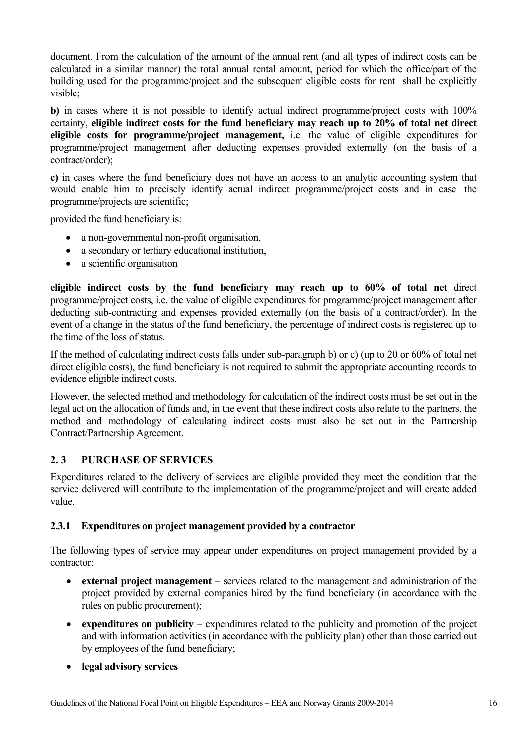document. From the calculation of the amount of the annual rent (and all types of indirect costs can be calculated in a similar manner) the total annual rental amount, period for which the office/part of the building used for the programme/project and the subsequent eligible costs for rent shall be explicitly visible;

**b)** in cases where it is not possible to identify actual indirect programme/project costs with 100% certainty, **eligible indirect costs for the fund beneficiary may reach up to 20% of total net direct eligible costs for programme/project management,** i.e. the value of eligible expenditures for programme/project management after deducting expenses provided externally (on the basis of a contract/order);

**c)** in cases where the fund beneficiary does not have an access to an analytic accounting system that would enable him to precisely identify actual indirect programme/project costs and in case the programme/projects are scientific;

provided the fund beneficiary is:

- a non-governmental non-profit organisation,
- a secondary or tertiary educational institution,
- a scientific organisation

**eligible indirect costs by the fund beneficiary may reach up to 60% of total net** direct programme/project costs, i.e. the value of eligible expenditures for programme/project management after deducting sub-contracting and expenses provided externally (on the basis of a contract/order). In the event of a change in the status of the fund beneficiary, the percentage of indirect costs is registered up to the time of the loss of status.

If the method of calculating indirect costs falls under sub-paragraph b) or c) (up to 20 or 60% of total net direct eligible costs), the fund beneficiary is not required to submit the appropriate accounting records to evidence eligible indirect costs.

However, the selected method and methodology for calculation of the indirect costs must be set out in the legal act on the allocation of funds and, in the event that these indirect costs also relate to the partners, the method and methodology of calculating indirect costs must also be set out in the Partnership Contract/Partnership Agreement.

## 2. 3 PURCHASE OF SERVICES

Expenditures related to the delivery of services are eligible provided they meet the condition that the service delivered will contribute to the implementation of the programme/project and will create added value.

### 2.3.1 Expenditures on project management provided by a contractor

The following types of service may appear under expenditures on project management provided by a contractor:

- **external project management** – services related to the management and administration of the project provided by external companies hired by the fund beneficiary (in accordance with the rules on public procurement);
- **expenditures on publicity** – expenditures related to the publicity and promotion of the project and with information activities (in accordance with the publicity plan) other than those carried out by employees of the fund beneficiary;
- **legal advisory services**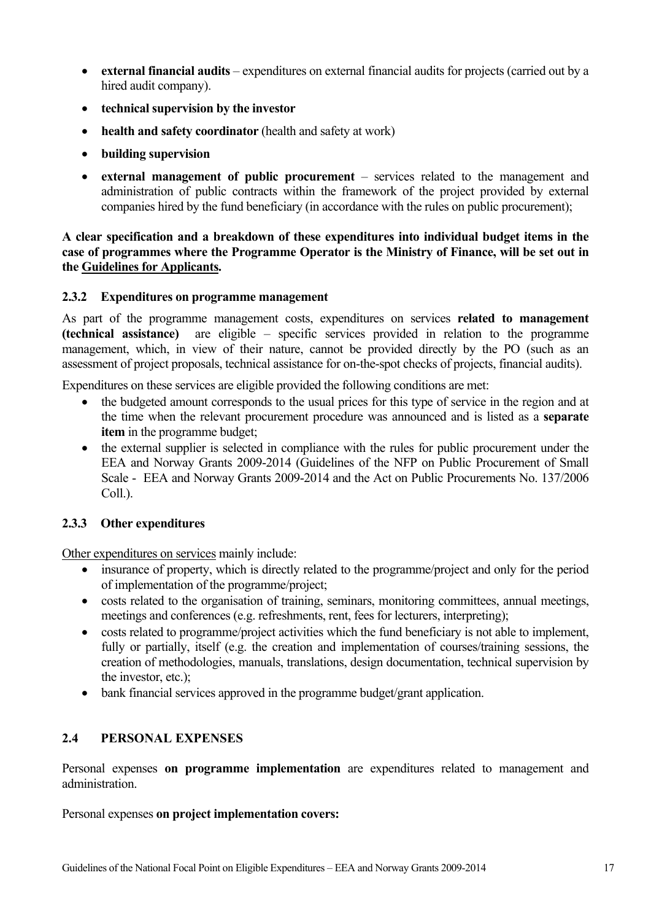- **external financial audits** – expenditures on external financial audits for projects (carried out by a hired audit company).
- **technical supervision by the investor**
- **health and safety coordinator** (health and safety at work)
- **building supervision**
- **external management of public procurement** – services related to the management and administration of public contracts within the framework of the project provided by external companies hired by the fund beneficiary (in accordance with the rules on public procurement);

**A clear specification and a breakdown of these expenditures into individual budget items in the case of programmes where the Programme Operator is the Ministry of Finance, will be set out in the Guidelines for Applicants.**

### 2.3.2 Expenditures on programme management

As part of the programme management costs, expenditures on services **related to management (technical assistance)** are eligible – specific services provided in relation to the programme management, which, in view of their nature, cannot be provided directly by the PO (such as an assessment of project proposals, technical assistance for on-the-spot checks of projects, financial audits).

Expenditures on these services are eligible provided the following conditions are met:

- the budgeted amount corresponds to the usual prices for this type of service in the region and at the time when the relevant procurement procedure was announced and is listed as a **separate item** in the programme budget;
- the external supplier is selected in compliance with the rules for public procurement under the EEA and Norway Grants 2009-2014 (Guidelines of the NFP on Public Procurement of Small Scale - EEA and Norway Grants 2009-2014 and the Act on Public Procurements No. 137/2006 Coll.).

### 2.3.3 Other expenditures

Other expenditures on services mainly include:

- insurance of property, which is directly related to the programme/project and only for the period of implementation of the programme/project;
- costs related to the organisation of training, seminars, monitoring committees, annual meetings, meetings and conferences (e.g. refreshments, rent, fees for lecturers, interpreting);
- costs related to programme/project activities which the fund beneficiary is not able to implement, fully or partially, itself (e.g. the creation and implementation of courses/training sessions, the creation of methodologies, manuals, translations, design documentation, technical supervision by the investor, etc.);
- bank financial services approved in the programme budget/grant application.

## 2.4 PERSONAL EXPENSES

Personal expenses **on programme implementation** are expenditures related to management and administration.

Personal expenses **on project implementation covers:**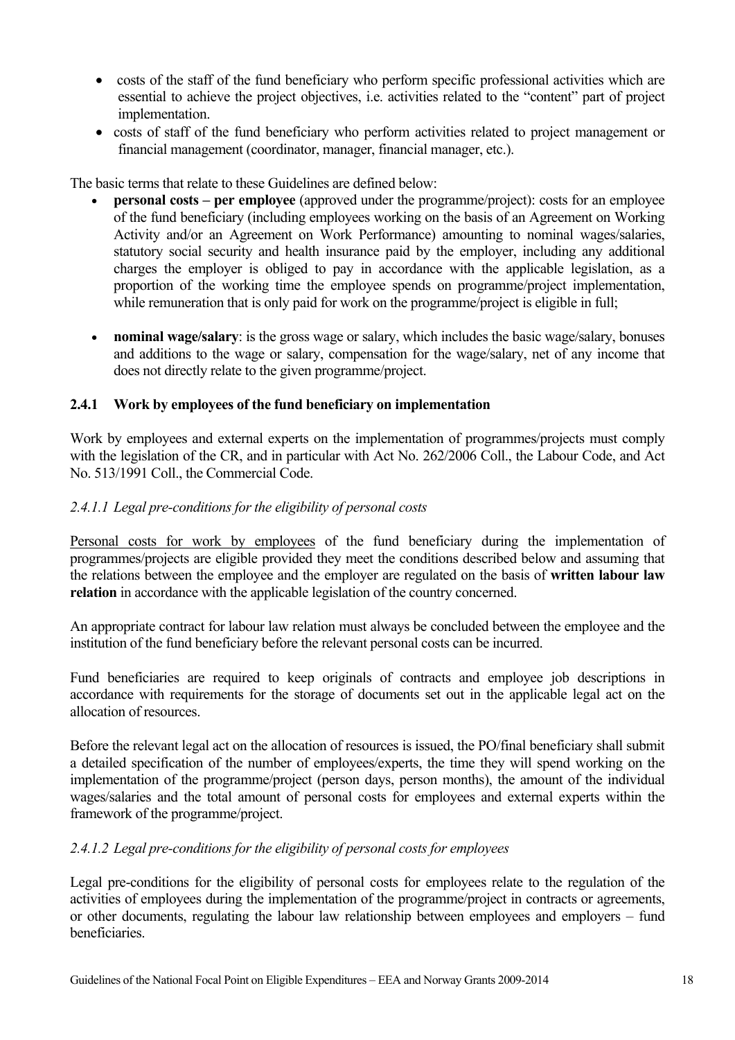- costs of the staff of the fund beneficiary who perform specific professional activities which are essential to achieve the project objectives, i.e. activities related to the "content" part of project implementation.
- costs of staff of the fund beneficiary who perform activities related to project management or financial management (coordinator, manager, financial manager, etc.).

The basic terms that relate to these Guidelines are defined below:

- **personal costs – per employee** (approved under the programme/project): costs for an employee of the fund beneficiary (including employees working on the basis of an Agreement on Working Activity and/or an Agreement on Work Performance) amounting to nominal wages/salaries, statutory social security and health insurance paid by the employer, including any additional charges the employer is obliged to pay in accordance with the applicable legislation, as a proportion of the working time the employee spends on programme/project implementation, while remuneration that is only paid for work on the programme/project is eligible in full;

- **nominal wage/salary**: is the gross wage or salary, which includes the basic wage/salary, bonuses and additions to the wage or salary, compensation for the wage/salary, net of any income that does not directly relate to the given programme/project.

### 2.4.1 Work by employees of the fund beneficiary on implementation

Work by employees and external experts on the implementation of programmes/projects must comply with the legislation of the CR, and in particular with Act No. 262/2006 Coll., the Labour Code, and Act No. 513/1991 Coll., the Commercial Code.

#### *2.4.1.1 Legal pre-conditions for the eligibility of personal costs*

Personal costs for work by employees of the fund beneficiary during the implementation of programmes/projects are eligible provided they meet the conditions described below and assuming that the relations between the employee and the employer are regulated on the basis of **written labour law relation** in accordance with the applicable legislation of the country concerned.

An appropriate contract for labour law relation must always be concluded between the employee and the institution of the fund beneficiary before the relevant personal costs can be incurred.

Fund beneficiaries are required to keep originals of contracts and employee job descriptions in accordance with requirements for the storage of documents set out in the applicable legal act on the allocation of resources.

Before the relevant legal act on the allocation of resources is issued, the PO/final beneficiary shall submit a detailed specification of the number of employees/experts, the time they will spend working on the implementation of the programme/project (person days, person months), the amount of the individual wages/salaries and the total amount of personal costs for employees and external experts within the framework of the programme/project.

#### *2.4.1.2 Legal pre-conditions for the eligibility of personal costs for employees*

Legal pre-conditions for the eligibility of personal costs for employees relate to the regulation of the activities of employees during the implementation of the programme/project in contracts or agreements, or other documents, regulating the labour law relationship between employees and employers – fund beneficiaries.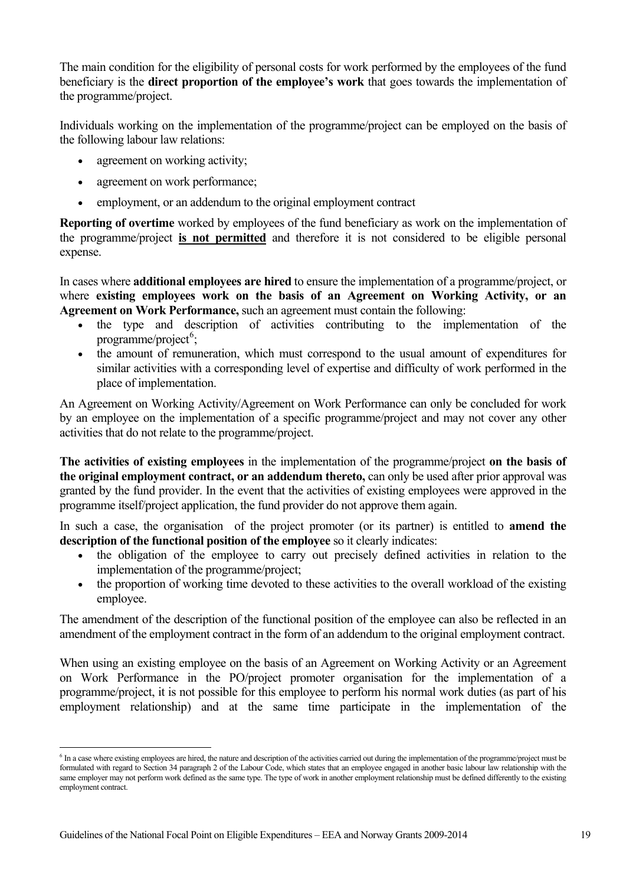The main condition for the eligibility of personal costs for work performed by the employees of the fund beneficiary is the **direct proportion of the employee's work** that goes towards the implementation of the programme/project.

Individuals working on the implementation of the programme/project can be employed on the basis of the following labour law relations:

- agreement on working activity;
- agreement on work performance;
- employment, or an addendum to the original employment contract

**Reporting of overtime** worked by employees of the fund beneficiary as work on the implementation of the programme/project **is not permitted** and therefore it is not considered to be eligible personal expense.

In cases where **additional employees are hired** to ensure the implementation of a programme/project, or where **existing employees work on the basis of an Agreement on Working Activity, or an Agreement on Work Performance,** such an agreement must contain the following:

- the type and description of activities contributing to the implementation of the programme/project[6];
- the amount of remuneration, which must correspond to the usual amount of expenditures for similar activities with a corresponding level of expertise and difficulty of work performed in the place of implementation.

An Agreement on Working Activity/Agreement on Work Performance can only be concluded for work by an employee on the implementation of a specific programme/project and may not cover any other activities that do not relate to the programme/project.

**The activities of existing employees** in the implementation of the programme/project **on the basis of the original employment contract, or an addendum thereto,** can only be used after prior approval was granted by the fund provider. In the event that the activities of existing employees were approved in the programme itself/project application, the fund provider do not approve them again.

In such a case, the organisation of the project promoter (or its partner) is entitled to **amend the description of the functional position of the employee** so it clearly indicates:

- the obligation of the employee to carry out precisely defined activities in relation to the implementation of the programme/project;
- the proportion of working time devoted to these activities to the overall workload of the existing employee.

The amendment of the description of the functional position of the employee can also be reflected in an amendment of the employment contract in the form of an addendum to the original employment contract.

When using an existing employee on the basis of an Agreement on Working Activity or an Agreement on Work Performance in the PO/project promoter organisation for the implementation of a programme/project, it is not possible for this employee to perform his normal work duties (as part of his employment relationship) and at the same time participate in the implementation of the

[6] In a case where existing employees are hired, the nature and description of the activities carried out during the implementation of the programme/project must be formulated with regard to Section 34 paragraph 2 of the Labour Code, which states that an employee engaged in another basic labour law relationship with the same employer may not perform work defined as the same type. The type of work in another employment relationship must be defined differently to the existing employment contract.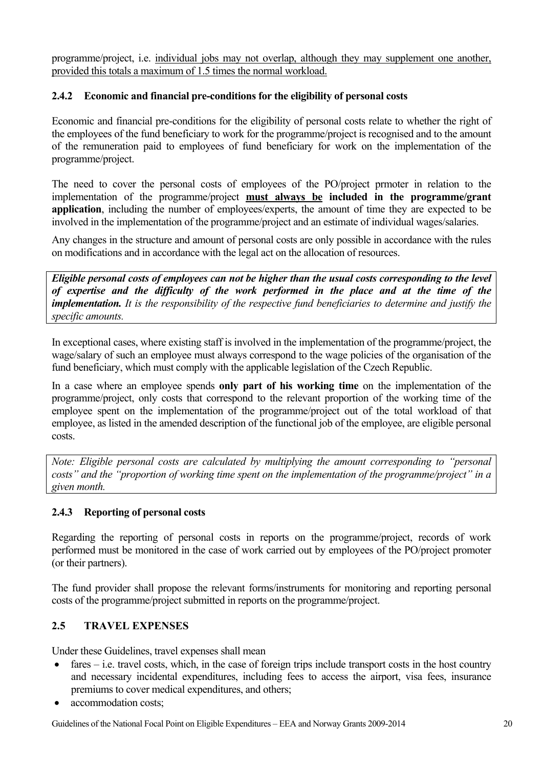programme/project, i.e. individual jobs may not overlap, although they may supplement one another, provided this totals a maximum of 1.5 times the normal workload.

### 2.4.2 Economic and financial pre-conditions for the eligibility of personal costs

Economic and financial pre-conditions for the eligibility of personal costs relate to whether the right of the employees of the fund beneficiary to work for the programme/project is recognised and to the amount of the remuneration paid to employees of fund beneficiary for work on the implementation of the programme/project.

The need to cover the personal costs of employees of the PO/project prmoter in relation to the implementation of the programme/project **must always be included in the programme/grant application**, including the number of employees/experts, the amount of time they are expected to be involved in the implementation of the programme/project and an estimate of individual wages/salaries.

Any changes in the structure and amount of personal costs are only possible in accordance with the rules on modifications and in accordance with the legal act on the allocation of resources.

***Eligible personal costs of employees can not be higher than the usual costs corresponding to the level of expertise and the difficulty of the work performed in the place and at the time of the implementation.*** *It is the responsibility of the respective fund beneficiaries to determine and justify the specific amounts.*

In exceptional cases, where existing staff is involved in the implementation of the programme/project, the wage/salary of such an employee must always correspond to the wage policies of the organisation of the fund beneficiary, which must comply with the applicable legislation of the Czech Republic.

In a case where an employee spends **only part of his working time** on the implementation of the programme/project, only costs that correspond to the relevant proportion of the working time of the employee spent on the implementation of the programme/project out of the total workload of that employee, as listed in the amended description of the functional job of the employee, are eligible personal costs.

*Note: Eligible personal costs are calculated by multiplying the amount corresponding to "personal costs" and the "proportion of working time spent on the implementation of the programme/project" in a given month.*

### 2.4.3 Reporting of personal costs

Regarding the reporting of personal costs in reports on the programme/project, records of work performed must be monitored in the case of work carried out by employees of the PO/project promoter (or their partners).

The fund provider shall propose the relevant forms/instruments for monitoring and reporting personal costs of the programme/project submitted in reports on the programme/project.

## 2.5 TRAVEL EXPENSES

Under these Guidelines, travel expenses shall mean

- fares – i.e. travel costs, which, in the case of foreign trips include transport costs in the host country and necessary incidental expenditures, including fees to access the airport, visa fees, insurance premiums to cover medical expenditures, and others;
- accommodation costs;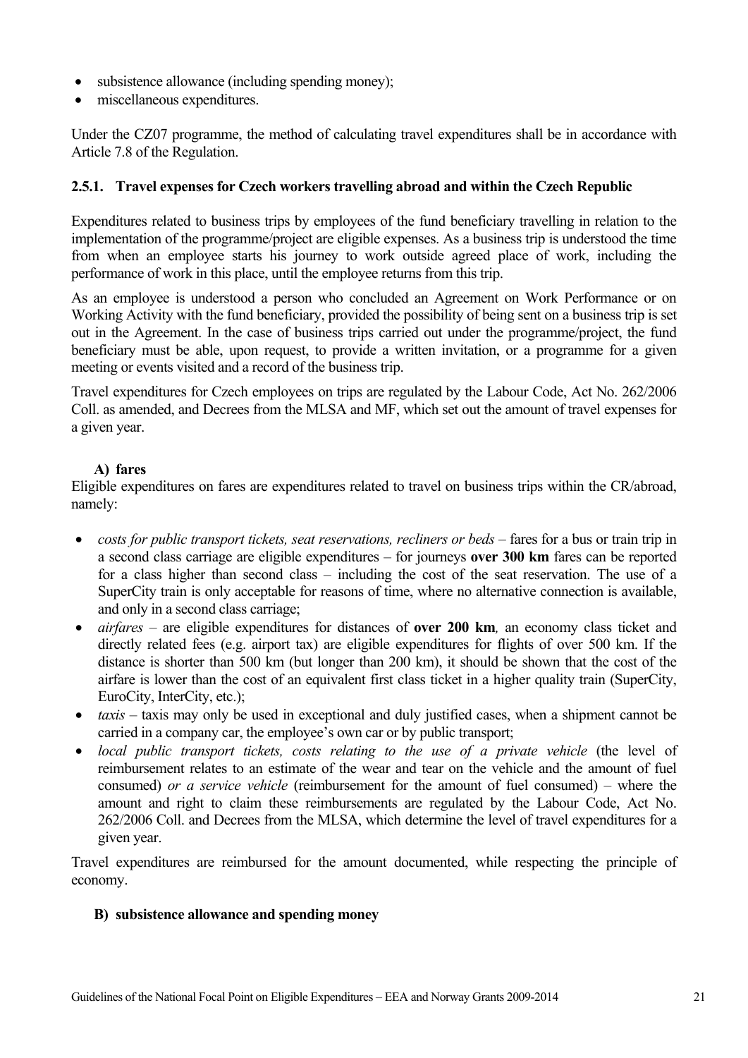- subsistence allowance (including spending money);
- miscellaneous expenditures.

Under the CZ07 programme, the method of calculating travel expenditures shall be in accordance with Article 7.8 of the Regulation.

### 2.5.1. Travel expenses for Czech workers travelling abroad and within the Czech Republic

Expenditures related to business trips by employees of the fund beneficiary travelling in relation to the implementation of the programme/project are eligible expenses. As a business trip is understood the time from when an employee starts his journey to work outside agreed place of work, including the performance of work in this place, until the employee returns from this trip.

As an employee is understood a person who concluded an Agreement on Work Performance or on Working Activity with the fund beneficiary, provided the possibility of being sent on a business trip is set out in the Agreement. In the case of business trips carried out under the programme/project, the fund beneficiary must be able, upon request, to provide a written invitation, or a programme for a given meeting or events visited and a record of the business trip.

Travel expenditures for Czech employees on trips are regulated by the Labour Code, Act No. 262/2006 Coll. as amended, and Decrees from the MLSA and MF, which set out the amount of travel expenses for a given year.

**A) fares**

Eligible expenditures on fares are expenditures related to travel on business trips within the CR/abroad, namely:

- *costs for public transport tickets, seat reservations, recliners or beds* – fares for a bus or train trip in a second class carriage are eligible expenditures – for journeys **over 300 km** fares can be reported for a class higher than second class – including the cost of the seat reservation. The use of a SuperCity train is only acceptable for reasons of time, where no alternative connection is available, and only in a second class carriage;
- *airfares* – are eligible expenditures for distances of **over 200 km**, an economy class ticket and directly related fees (e.g. airport tax) are eligible expenditures for flights of over 500 km. If the distance is shorter than 500 km (but longer than 200 km), it should be shown that the cost of the airfare is lower than the cost of an equivalent first class ticket in a higher quality train (SuperCity, EuroCity, InterCity, etc.);
- *taxis* – taxis may only be used in exceptional and duly justified cases, when a shipment cannot be carried in a company car, the employee's own car or by public transport;
- *local public transport tickets, costs relating to the use of a private vehicle* (the level of reimbursement relates to an estimate of the wear and tear on the vehicle and the amount of fuel consumed) *or a service vehicle* (reimbursement for the amount of fuel consumed) – where the amount and right to claim these reimbursements are regulated by the Labour Code, Act No. 262/2006 Coll. and Decrees from the MLSA, which determine the level of travel expenditures for a given year.

Travel expenditures are reimbursed for the amount documented, while respecting the principle of economy.

**B) subsistence allowance and spending money**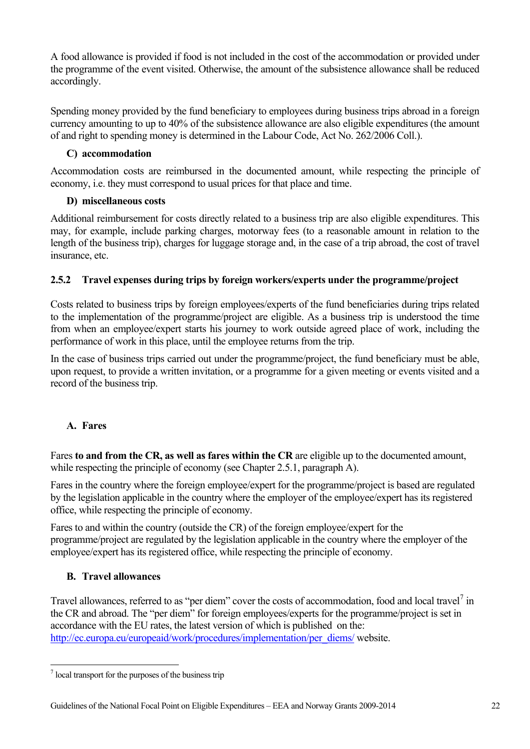A food allowance is provided if food is not included in the cost of the accommodation or provided under the programme of the event visited. Otherwise, the amount of the subsistence allowance shall be reduced accordingly.

Spending money provided by the fund beneficiary to employees during business trips abroad in a foreign currency amounting to up to 40% of the subsistence allowance are also eligible expenditures (the amount of and right to spending money is determined in the Labour Code, Act No. 262/2006 Coll.).

**C) accommodation**

Accommodation costs are reimbursed in the documented amount, while respecting the principle of economy, i.e. they must correspond to usual prices for that place and time.

**D) miscellaneous costs**

Additional reimbursement for costs directly related to a business trip are also eligible expenditures. This may, for example, include parking charges, motorway fees (to a reasonable amount in relation to the length of the business trip), charges for luggage storage and, in the case of a trip abroad, the cost of travel insurance, etc.

### 2.5.2 Travel expenses during trips by foreign workers/experts under the programme/project

Costs related to business trips by foreign employees/experts of the fund beneficiaries during trips related to the implementation of the programme/project are eligible. As a business trip is understood the time from when an employee/expert starts his journey to work outside agreed place of work, including the performance of work in this place, until the employee returns from the trip.

In the case of business trips carried out under the programme/project, the fund beneficiary must be able, upon request, to provide a written invitation, or a programme for a given meeting or events visited and a record of the business trip.

**A. Fares**

Fares **to and from the CR, as well as fares within the CR** are eligible up to the documented amount, while respecting the principle of economy (see Chapter 2.5.1, paragraph A).

Fares in the country where the foreign employee/expert for the programme/project is based are regulated by the legislation applicable in the country where the employer of the employee/expert has its registered office, while respecting the principle of economy.

Fares to and within the country (outside the CR) of the foreign employee/expert for the programme/project are regulated by the legislation applicable in the country where the employer of the employee/expert has its registered office, while respecting the principle of economy.

**B. Travel allowances**

Travel allowances, referred to as "per diem" cover the costs of accommodation, food and local travel[7] in the CR and abroad. The "per diem" for foreign employees/experts for the programme/project is set in accordance with the EU rates, the latest version of which is published on the: http://ec.europa.eu/europeaid/work/procedures/implementation/per_diems/ website.

[7] local transport for the purposes of the business trip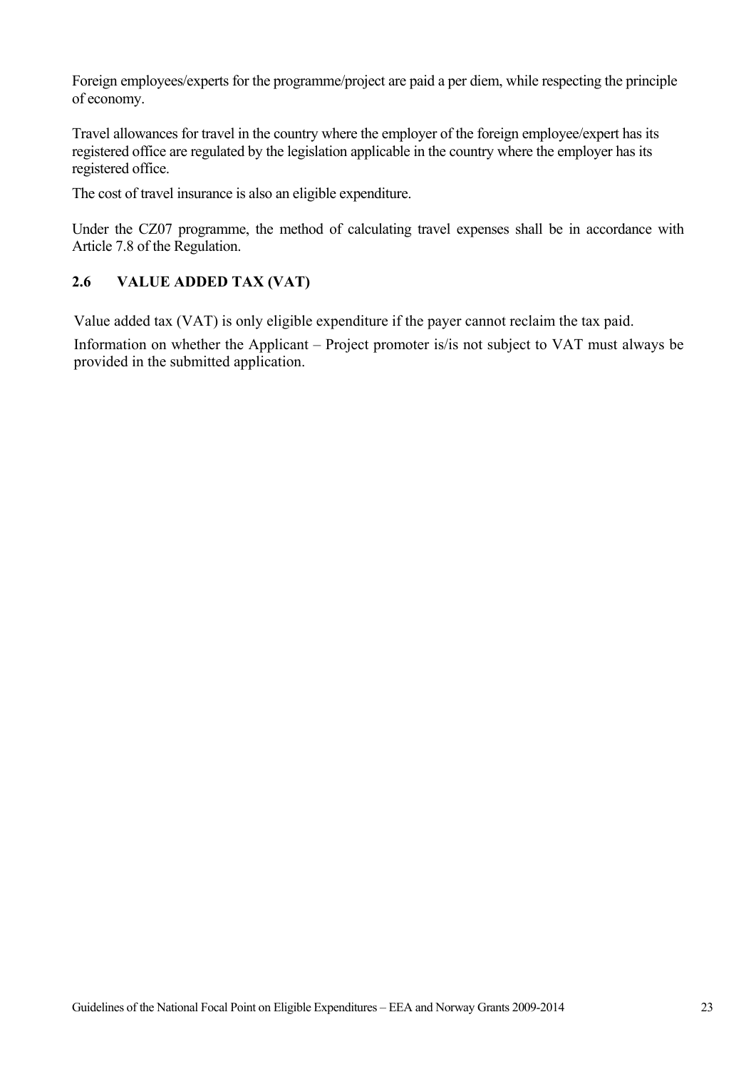Foreign employees/experts for the programme/project are paid a per diem, while respecting the principle of economy.

Travel allowances for travel in the country where the employer of the foreign employee/expert has its registered office are regulated by the legislation applicable in the country where the employer has its registered office.

The cost of travel insurance is also an eligible expenditure.

Under the CZ07 programme, the method of calculating travel expenses shall be in accordance with Article 7.8 of the Regulation.

## 2.6 VALUE ADDED TAX (VAT)

Value added tax (VAT) is only eligible expenditure if the payer cannot reclaim the tax paid.

Information on whether the Applicant – Project promoter is/is not subject to VAT must always be provided in the submitted application.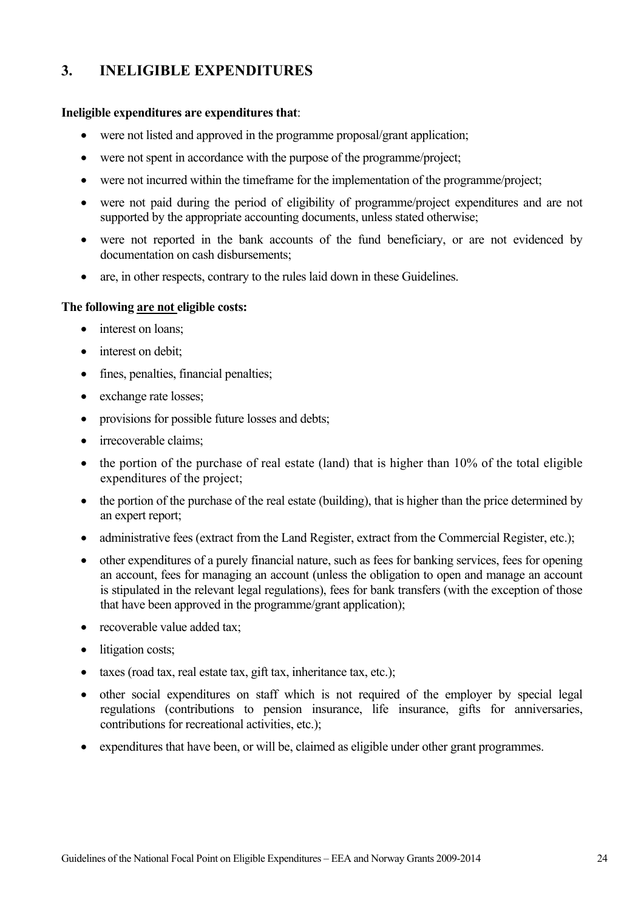## 3. INELIGIBLE EXPENDITURES

**Ineligible expenditures are expenditures that**:

- were not listed and approved in the programme proposal/grant application;
- were not spent in accordance with the purpose of the programme/project;
- were not incurred within the timeframe for the implementation of the programme/project;
- were not paid during the period of eligibility of programme/project expenditures and are not supported by the appropriate accounting documents, unless stated otherwise;
- were not reported in the bank accounts of the fund beneficiary, or are not evidenced by documentation on cash disbursements;
- are, in other respects, contrary to the rules laid down in these Guidelines.

**The following are not eligible costs:**

- interest on loans;
- interest on debit;
- fines, penalties, financial penalties;
- exchange rate losses;
- provisions for possible future losses and debts;
- irrecoverable claims;
- the portion of the purchase of real estate (land) that is higher than 10% of the total eligible expenditures of the project;
- the portion of the purchase of the real estate (building), that is higher than the price determined by an expert report;
- administrative fees (extract from the Land Register, extract from the Commercial Register, etc.);
- other expenditures of a purely financial nature, such as fees for banking services, fees for opening an account, fees for managing an account (unless the obligation to open and manage an account is stipulated in the relevant legal regulations), fees for bank transfers (with the exception of those that have been approved in the programme/grant application);
- recoverable value added tax;
- litigation costs;
- taxes (road tax, real estate tax, gift tax, inheritance tax, etc.);
- other social expenditures on staff which is not required of the employer by special legal regulations (contributions to pension insurance, life insurance, gifts for anniversaries, contributions for recreational activities, etc.);
- expenditures that have been, or will be, claimed as eligible under other grant programmes.